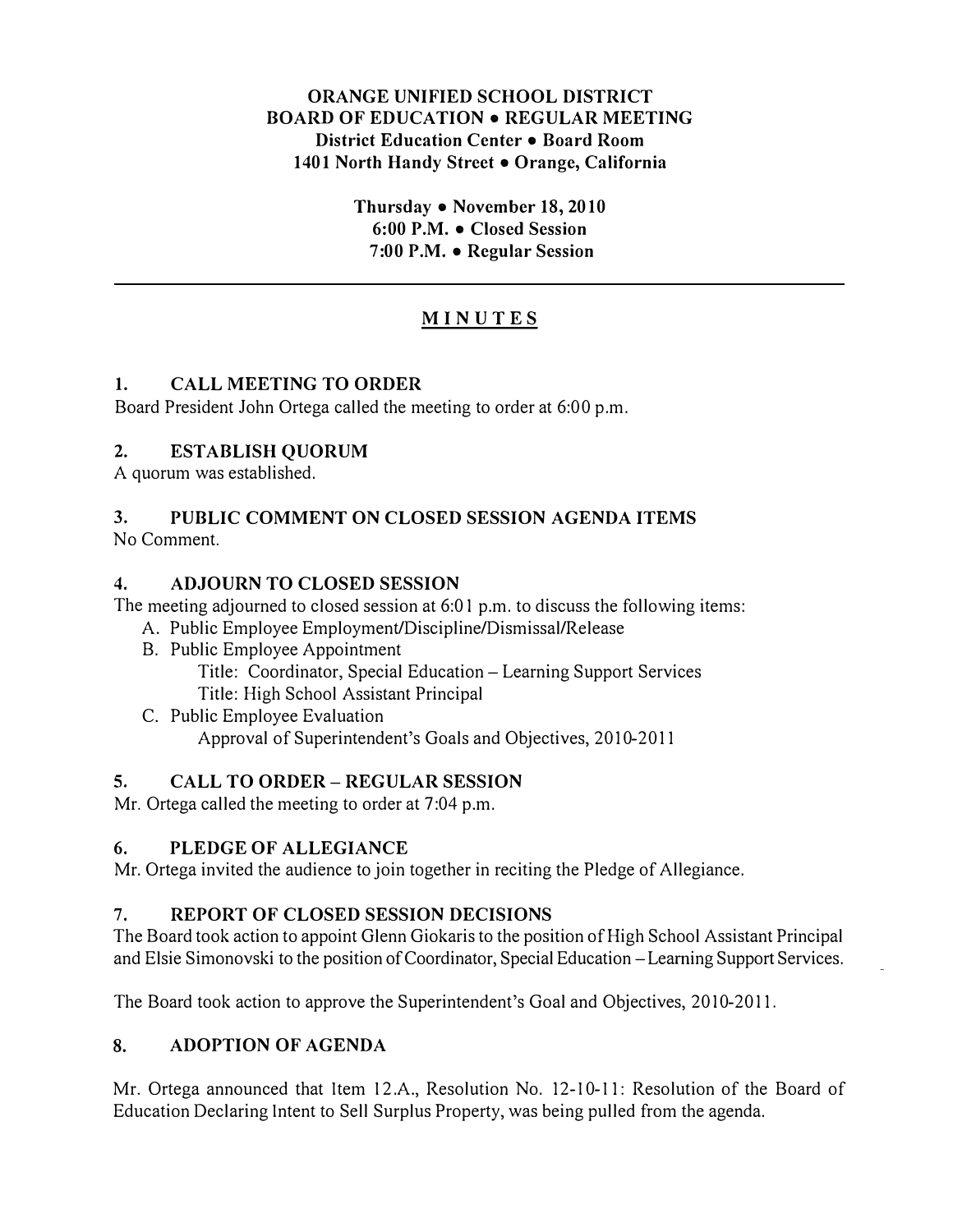**ORANGE UNIFIED SCHOOL DISTRICT**
**BOARD OF EDUCATION • REGULAR MEETING**
**District Education Center • Board Room**
**1401 North Handy Street • Orange, California**

**Thursday • November 18, 2010**
**6:00 P.M. • Closed Session**
**7:00 P.M. • Regular Session**

---

# MINUTES

## 1. CALL MEETING TO ORDER

Board President John Ortega called the meeting to order at 6:00 p.m.

## 2. ESTABLISH QUORUM

A quorum was established.

## 3. PUBLIC COMMENT ON CLOSED SESSION AGENDA ITEMS

No Comment.

## 4. ADJOURN TO CLOSED SESSION

The meeting adjourned to closed session at 6:01 p.m. to discuss the following items:

A. Public Employee Employment/Discipline/Dismissal/Release

B. Public Employee Appointment
   - Title: Coordinator, Special Education – Learning Support Services
   - Title: High School Assistant Principal

C. Public Employee Evaluation
   - Approval of Superintendent's Goals and Objectives, 2010-2011

## 5. CALL TO ORDER – REGULAR SESSION

Mr. Ortega called the meeting to order at 7:04 p.m.

## 6. PLEDGE OF ALLEGIANCE

Mr. Ortega invited the audience to join together in reciting the Pledge of Allegiance.

## 7. REPORT OF CLOSED SESSION DECISIONS

The Board took action to appoint Glenn Giokaris to the position of High School Assistant Principal and Elsie Simonovski to the position of Coordinator, Special Education – Learning Support Services.

The Board took action to approve the Superintendent's Goal and Objectives, 2010-2011.

## 8. ADOPTION OF AGENDA

Mr. Ortega announced that Item 12.A., Resolution No. 12-10-11: Resolution of the Board of Education Declaring Intent to Sell Surplus Property, was being pulled from the agenda.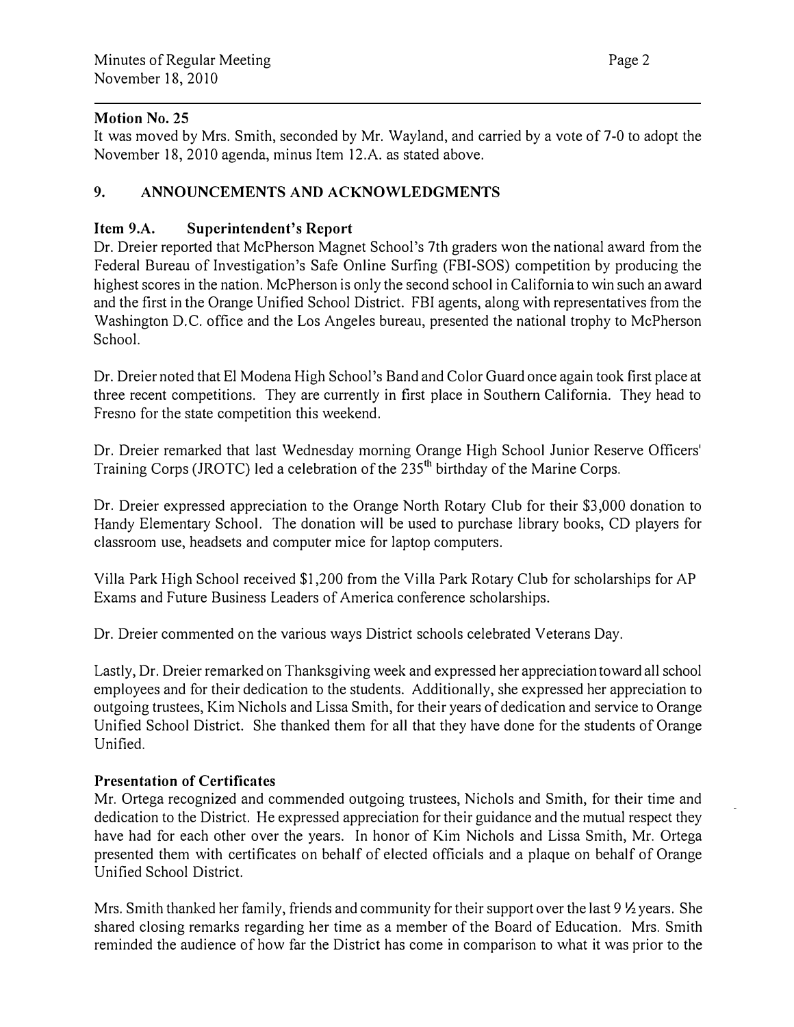**Motion No. 25**

It was moved by Mrs. Smith, seconded by Mr. Wayland, and carried by a vote of 7-0 to adopt the November 18, 2010 agenda, minus Item 12.A. as stated above.

## 9. ANNOUNCEMENTS AND ACKNOWLEDGMENTS

**Item 9.A. Superintendent's Report**

Dr. Dreier reported that McPherson Magnet School's 7th graders won the national award from the Federal Bureau of Investigation's Safe Online Surfing (FBI-SOS) competition by producing the highest scores in the nation. McPherson is only the second school in California to win such an award and the first in the Orange Unified School District. FBI agents, along with representatives from the Washington D.C. office and the Los Angeles bureau, presented the national trophy to McPherson School.

Dr. Dreier noted that El Modena High School's Band and Color Guard once again took first place at three recent competitions. They are currently in first place in Southern California. They head to Fresno for the state competition this weekend.

Dr. Dreier remarked that last Wednesday morning Orange High School Junior Reserve Officers' Training Corps (JROTC) led a celebration of the 235th birthday of the Marine Corps.

Dr. Dreier expressed appreciation to the Orange North Rotary Club for their $3,000 donation to Handy Elementary School. The donation will be used to purchase library books, CD players for classroom use, headsets and computer mice for laptop computers.

Villa Park High School received $1,200 from the Villa Park Rotary Club for scholarships for AP Exams and Future Business Leaders of America conference scholarships.

Dr. Dreier commented on the various ways District schools celebrated Veterans Day.

Lastly, Dr. Dreier remarked on Thanksgiving week and expressed her appreciation toward all school employees and for their dedication to the students. Additionally, she expressed her appreciation to outgoing trustees, Kim Nichols and Lissa Smith, for their years of dedication and service to Orange Unified School District. She thanked them for all that they have done for the students of Orange Unified.

**Presentation of Certificates**

Mr. Ortega recognized and commended outgoing trustees, Nichols and Smith, for their time and dedication to the District. He expressed appreciation for their guidance and the mutual respect they have had for each other over the years. In honor of Kim Nichols and Lissa Smith, Mr. Ortega presented them with certificates on behalf of elected officials and a plaque on behalf of Orange Unified School District.

Mrs. Smith thanked her family, friends and community for their support over the last 9 ½ years. She shared closing remarks regarding her time as a member of the Board of Education. Mrs. Smith reminded the audience of how far the District has come in comparison to what it was prior to the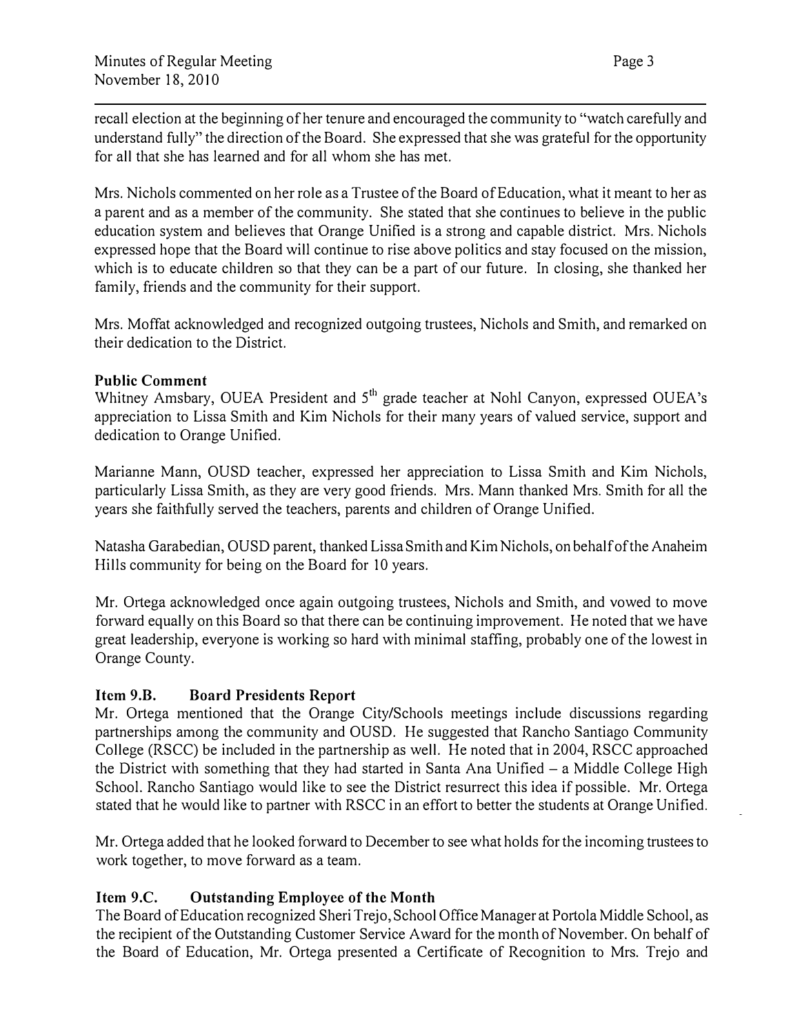recall election at the beginning of her tenure and encouraged the community to "watch carefully and understand fully" the direction of the Board. She expressed that she was grateful for the opportunity for all that she has learned and for all whom she has met.

Mrs. Nichols commented on her role as a Trustee of the Board of Education, what it meant to her as a parent and as a member of the community. She stated that she continues to believe in the public education system and believes that Orange Unified is a strong and capable district. Mrs. Nichols expressed hope that the Board will continue to rise above politics and stay focused on the mission, which is to educate children so that they can be a part of our future. In closing, she thanked her family, friends and the community for their support.

Mrs. Moffat acknowledged and recognized outgoing trustees, Nichols and Smith, and remarked on their dedication to the District.

**Public Comment**

Whitney Amsbary, OUEA President and 5th grade teacher at Nohl Canyon, expressed OUEA's appreciation to Lissa Smith and Kim Nichols for their many years of valued service, support and dedication to Orange Unified.

Marianne Mann, OUSD teacher, expressed her appreciation to Lissa Smith and Kim Nichols, particularly Lissa Smith, as they are very good friends. Mrs. Mann thanked Mrs. Smith for all the years she faithfully served the teachers, parents and children of Orange Unified.

Natasha Garabedian, OUSD parent, thanked Lissa Smith and Kim Nichols, on behalf of the Anaheim Hills community for being on the Board for 10 years.

Mr. Ortega acknowledged once again outgoing trustees, Nichols and Smith, and vowed to move forward equally on this Board so that there can be continuing improvement. He noted that we have great leadership, everyone is working so hard with minimal staffing, probably one of the lowest in Orange County.

**Item 9.B. Board Presidents Report**

Mr. Ortega mentioned that the Orange City/Schools meetings include discussions regarding partnerships among the community and OUSD. He suggested that Rancho Santiago Community College (RSCC) be included in the partnership as well. He noted that in 2004, RSCC approached the District with something that they had started in Santa Ana Unified – a Middle College High School. Rancho Santiago would like to see the District resurrect this idea if possible. Mr. Ortega stated that he would like to partner with RSCC in an effort to better the students at Orange Unified.

Mr. Ortega added that he looked forward to December to see what holds for the incoming trustees to work together, to move forward as a team.

**Item 9.C. Outstanding Employee of the Month**

The Board of Education recognized Sheri Trejo, School Office Manager at Portola Middle School, as the recipient of the Outstanding Customer Service Award for the month of November. On behalf of the Board of Education, Mr. Ortega presented a Certificate of Recognition to Mrs. Trejo and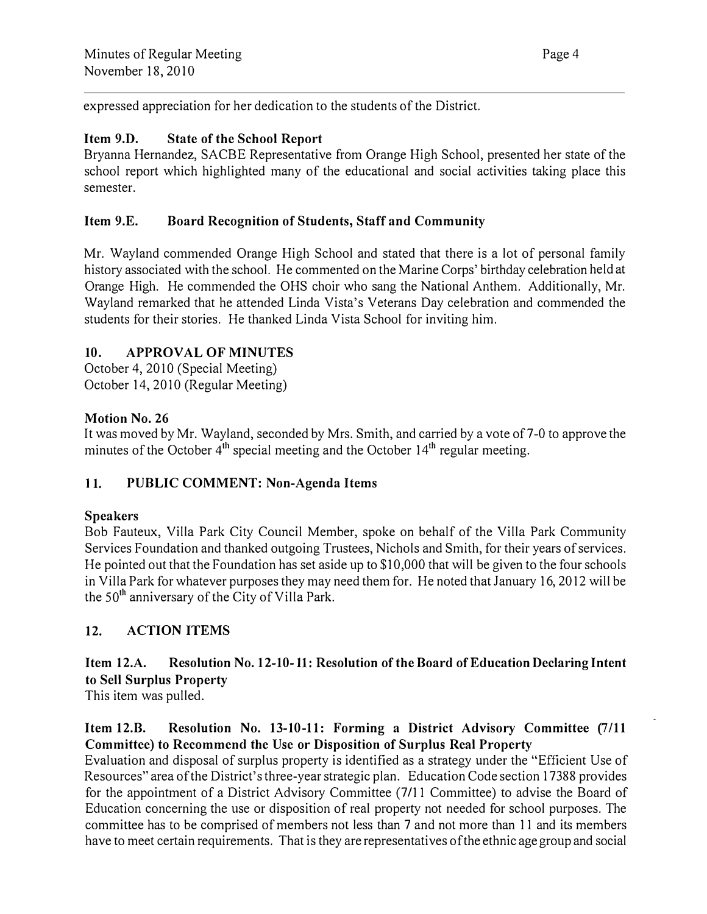expressed appreciation for her dedication to the students of the District.

### Item 9.D. State of the School Report

Bryanna Hernandez, SACBE Representative from Orange High School, presented her state of the school report which highlighted many of the educational and social activities taking place this semester.

### Item 9.E. Board Recognition of Students, Staff and Community

Mr. Wayland commended Orange High School and stated that there is a lot of personal family history associated with the school. He commented on the Marine Corps' birthday celebration held at Orange High. He commended the OHS choir who sang the National Anthem. Additionally, Mr. Wayland remarked that he attended Linda Vista's Veterans Day celebration and commended the students for their stories. He thanked Linda Vista School for inviting him.

## 10. APPROVAL OF MINUTES

October 4, 2010 (Special Meeting)
October 14, 2010 (Regular Meeting)

### Motion No. 26

It was moved by Mr. Wayland, seconded by Mrs. Smith, and carried by a vote of 7-0 to approve the minutes of the October 4th special meeting and the October 14th regular meeting.

## 11. PUBLIC COMMENT: Non-Agenda Items

### Speakers

Bob Fauteux, Villa Park City Council Member, spoke on behalf of the Villa Park Community Services Foundation and thanked outgoing Trustees, Nichols and Smith, for their years of services. He pointed out that the Foundation has set aside up to $10,000 that will be given to the four schools in Villa Park for whatever purposes they may need them for. He noted that January 16, 2012 will be the 50th anniversary of the City of Villa Park.

## 12. ACTION ITEMS

### Item 12.A. Resolution No. 12-10-11: Resolution of the Board of Education Declaring Intent to Sell Surplus Property

This item was pulled.

### Item 12.B. Resolution No. 13-10-11: Forming a District Advisory Committee (7/11 Committee) to Recommend the Use or Disposition of Surplus Real Property

Evaluation and disposal of surplus property is identified as a strategy under the "Efficient Use of Resources" area of the District's three-year strategic plan. Education Code section 17388 provides for the appointment of a District Advisory Committee (7/11 Committee) to advise the Board of Education concerning the use or disposition of real property not needed for school purposes. The committee has to be comprised of members not less than 7 and not more than 11 and its members have to meet certain requirements. That is they are representatives of the ethnic age group and social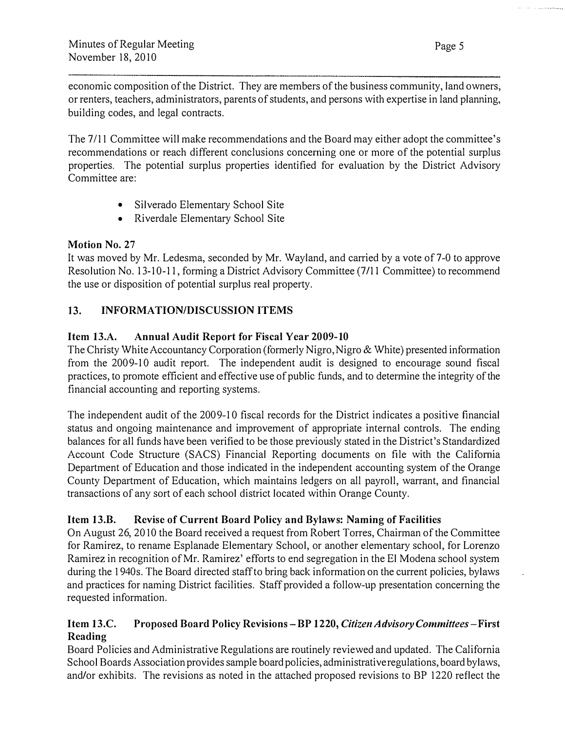economic composition of the District. They are members of the business community, land owners, or renters, teachers, administrators, parents of students, and persons with expertise in land planning, building codes, and legal contracts.

The 7/11 Committee will make recommendations and the Board may either adopt the committee's recommendations or reach different conclusions concerning one or more of the potential surplus properties. The potential surplus properties identified for evaluation by the District Advisory Committee are:

- Silverado Elementary School Site
- Riverdale Elementary School Site

**Motion No. 27**
It was moved by Mr. Ledesma, seconded by Mr. Wayland, and carried by a vote of 7-0 to approve Resolution No. 13-10-11, forming a District Advisory Committee (7/11 Committee) to recommend the use or disposition of potential surplus real property.

## 13. INFORMATION/DISCUSSION ITEMS

**Item 13.A. Annual Audit Report for Fiscal Year 2009-10**
The Christy White Accountancy Corporation (formerly Nigro, Nigro & White) presented information from the 2009-10 audit report. The independent audit is designed to encourage sound fiscal practices, to promote efficient and effective use of public funds, and to determine the integrity of the financial accounting and reporting systems.

The independent audit of the 2009-10 fiscal records for the District indicates a positive financial status and ongoing maintenance and improvement of appropriate internal controls. The ending balances for all funds have been verified to be those previously stated in the District's Standardized Account Code Structure (SACS) Financial Reporting documents on file with the California Department of Education and those indicated in the independent accounting system of the Orange County Department of Education, which maintains ledgers on all payroll, warrant, and financial transactions of any sort of each school district located within Orange County.

**Item 13.B. Revise of Current Board Policy and Bylaws: Naming of Facilities**
On August 26, 2010 the Board received a request from Robert Torres, Chairman of the Committee for Ramirez, to rename Esplanade Elementary School, or another elementary school, for Lorenzo Ramirez in recognition of Mr. Ramirez' efforts to end segregation in the El Modena school system during the 1940s. The Board directed staff to bring back information on the current policies, bylaws and practices for naming District facilities. Staff provided a follow-up presentation concerning the requested information.

**Item 13.C. Proposed Board Policy Revisions – BP 1220, *Citizen Advisory Committees* – First Reading**
Board Policies and Administrative Regulations are routinely reviewed and updated. The California School Boards Association provides sample board policies, administrative regulations, board bylaws, and/or exhibits. The revisions as noted in the attached proposed revisions to BP 1220 reflect the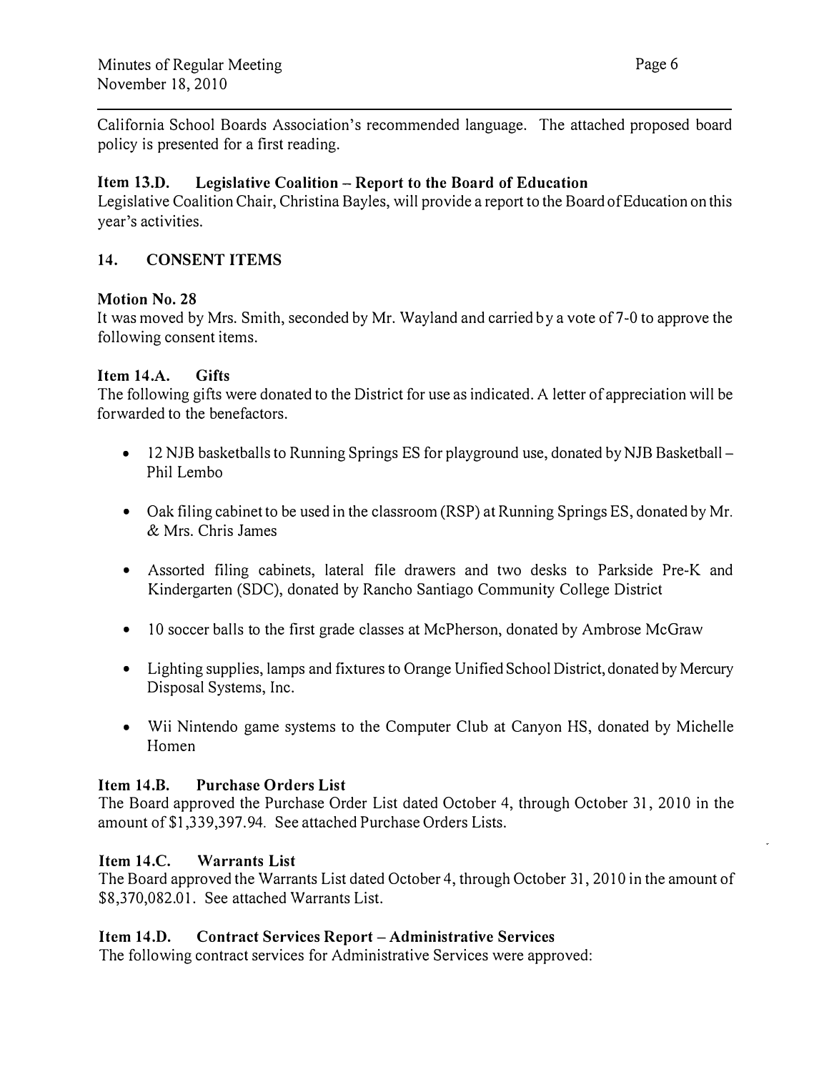California School Boards Association's recommended language. The attached proposed board policy is presented for a first reading.

**Item 13.D. Legislative Coalition – Report to the Board of Education**

Legislative Coalition Chair, Christina Bayles, will provide a report to the Board of Education on this year's activities.

## 14. CONSENT ITEMS

**Motion No. 28**

It was moved by Mrs. Smith, seconded by Mr. Wayland and carried by a vote of 7-0 to approve the following consent items.

**Item 14.A. Gifts**

The following gifts were donated to the District for use as indicated. A letter of appreciation will be forwarded to the benefactors.

- 12 NJB basketballs to Running Springs ES for playground use, donated by NJB Basketball – Phil Lembo
- Oak filing cabinet to be used in the classroom (RSP) at Running Springs ES, donated by Mr. & Mrs. Chris James
- Assorted filing cabinets, lateral file drawers and two desks to Parkside Pre-K and Kindergarten (SDC), donated by Rancho Santiago Community College District
- 10 soccer balls to the first grade classes at McPherson, donated by Ambrose McGraw
- Lighting supplies, lamps and fixtures to Orange Unified School District, donated by Mercury Disposal Systems, Inc.
- Wii Nintendo game systems to the Computer Club at Canyon HS, donated by Michelle Homen

**Item 14.B. Purchase Orders List**

The Board approved the Purchase Order List dated October 4, through October 31, 2010 in the amount of $1,339,397.94. See attached Purchase Orders Lists.

**Item 14.C. Warrants List**

The Board approved the Warrants List dated October 4, through October 31, 2010 in the amount of $8,370,082.01. See attached Warrants List.

**Item 14.D. Contract Services Report – Administrative Services**

The following contract services for Administrative Services were approved: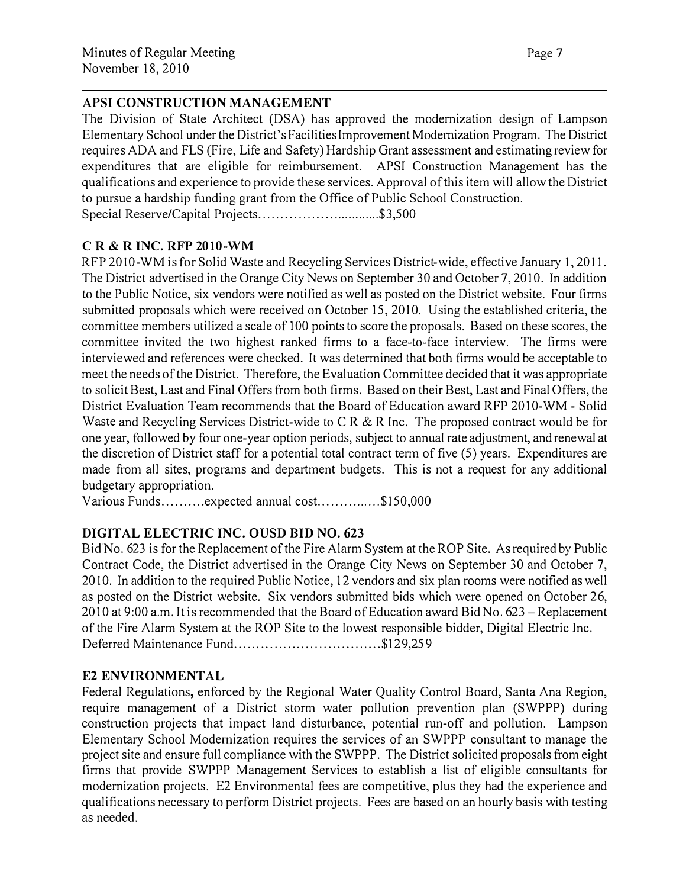### APSI CONSTRUCTION MANAGEMENT

The Division of State Architect (DSA) has approved the modernization design of Lampson Elementary School under the District's Facilities Improvement Modernization Program. The District requires ADA and FLS (Fire, Life and Safety) Hardship Grant assessment and estimating review for expenditures that are eligible for reimbursement. APSI Construction Management has the qualifications and experience to provide these services. Approval of this item will allow the District to pursue a hardship funding grant from the Office of Public School Construction.
Special Reserve/Capital Projects.............................$3,500

### C R & R INC. RFP 2010-WM

RFP 2010-WM is for Solid Waste and Recycling Services District-wide, effective January 1, 2011. The District advertised in the Orange City News on September 30 and October 7, 2010. In addition to the Public Notice, six vendors were notified as well as posted on the District website. Four firms submitted proposals which were received on October 15, 2010. Using the established criteria, the committee members utilized a scale of 100 points to score the proposals. Based on these scores, the committee invited the two highest ranked firms to a face-to-face interview. The firms were interviewed and references were checked. It was determined that both firms would be acceptable to meet the needs of the District. Therefore, the Evaluation Committee decided that it was appropriate to solicit Best, Last and Final Offers from both firms. Based on their Best, Last and Final Offers, the District Evaluation Team recommends that the Board of Education award RFP 2010-WM - Solid Waste and Recycling Services District-wide to C R & R Inc. The proposed contract would be for one year, followed by four one-year option periods, subject to annual rate adjustment, and renewal at the discretion of District staff for a potential total contract term of five (5) years. Expenditures are made from all sites, programs and department budgets. This is not a request for any additional budgetary appropriation.
Various Funds..........expected annual cost..............$150,000

### DIGITAL ELECTRIC INC. OUSD BID NO. 623

Bid No. 623 is for the Replacement of the Fire Alarm System at the ROP Site. As required by Public Contract Code, the District advertised in the Orange City News on September 30 and October 7, 2010. In addition to the required Public Notice, 12 vendors and six plan rooms were notified as well as posted on the District website. Six vendors submitted bids which were opened on October 26, 2010 at 9:00 a.m. It is recommended that the Board of Education award Bid No. 623 – Replacement of the Fire Alarm System at the ROP Site to the lowest responsible bidder, Digital Electric Inc.
Deferred Maintenance Fund.................................$129,259

### E2 ENVIRONMENTAL

Federal Regulations, enforced by the Regional Water Quality Control Board, Santa Ana Region, require management of a District storm water pollution prevention plan (SWPPP) during construction projects that impact land disturbance, potential run-off and pollution. Lampson Elementary School Modernization requires the services of an SWPPP consultant to manage the project site and ensure full compliance with the SWPPP. The District solicited proposals from eight firms that provide SWPPP Management Services to establish a list of eligible consultants for modernization projects. E2 Environmental fees are competitive, plus they had the experience and qualifications necessary to perform District projects. Fees are based on an hourly basis with testing as needed.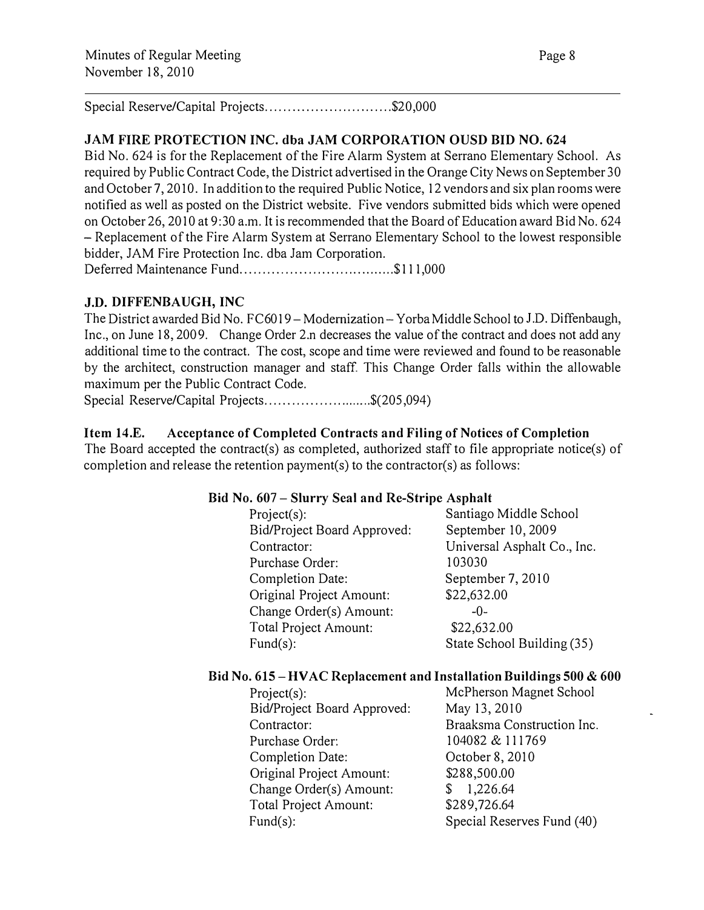Special Reserve/Capital Projects............................$20,000

**JAM FIRE PROTECTION INC. dba JAM CORPORATION OUSD BID NO. 624**

Bid No. 624 is for the Replacement of the Fire Alarm System at Serrano Elementary School. As required by Public Contract Code, the District advertised in the Orange City News on September 30 and October 7, 2010. In addition to the required Public Notice, 12 vendors and six plan rooms were notified as well as posted on the District website. Five vendors submitted bids which were opened on October 26, 2010 at 9:30 a.m. It is recommended that the Board of Education award Bid No. 624 – Replacement of the Fire Alarm System at Serrano Elementary School to the lowest responsible bidder, JAM Fire Protection Inc. dba Jam Corporation.

Deferred Maintenance Fund....................................$111,000

**J.D. DIFFENBAUGH, INC**

The District awarded Bid No. FC6019 – Modernization – Yorba Middle School to J.D. Diffenbaugh, Inc., on June 18, 2009. Change Order 2.n decreases the value of the contract and does not add any additional time to the contract. The cost, scope and time were reviewed and found to be reasonable by the architect, construction manager and staff. This Change Order falls within the allowable maximum per the Public Contract Code.

Special Reserve/Capital Projects........................$(205,094)

**Item 14.E. Acceptance of Completed Contracts and Filing of Notices of Completion**

The Board accepted the contract(s) as completed, authorized staff to file appropriate notice(s) of completion and release the retention payment(s) to the contractor(s) as follows:

**Bid No. 607 – Slurry Seal and Re-Stripe Asphalt**

| | |
|---|---|
| Project(s): | Santiago Middle School |
| Bid/Project Board Approved: | September 10, 2009 |
| Contractor: | Universal Asphalt Co., Inc. |
| Purchase Order: | 103030 |
| Completion Date: | September 7, 2010 |
| Original Project Amount: | $22,632.00 |
| Change Order(s) Amount: | -0- |
| Total Project Amount: | $22,632.00 |
| Fund(s): | State School Building (35) |

**Bid No. 615 – HVAC Replacement and Installation Buildings 500 & 600**

| | |
|---|---|
| Project(s): | McPherson Magnet School |
| Bid/Project Board Approved: | May 13, 2010 |
| Contractor: | Braaksma Construction Inc. |
| Purchase Order: | 104082 & 111769 |
| Completion Date: | October 8, 2010 |
| Original Project Amount: | $288,500.00 |
| Change Order(s) Amount: | $ 1,226.64 |
| Total Project Amount: | $289,726.64 |
| Fund(s): | Special Reserves Fund (40) |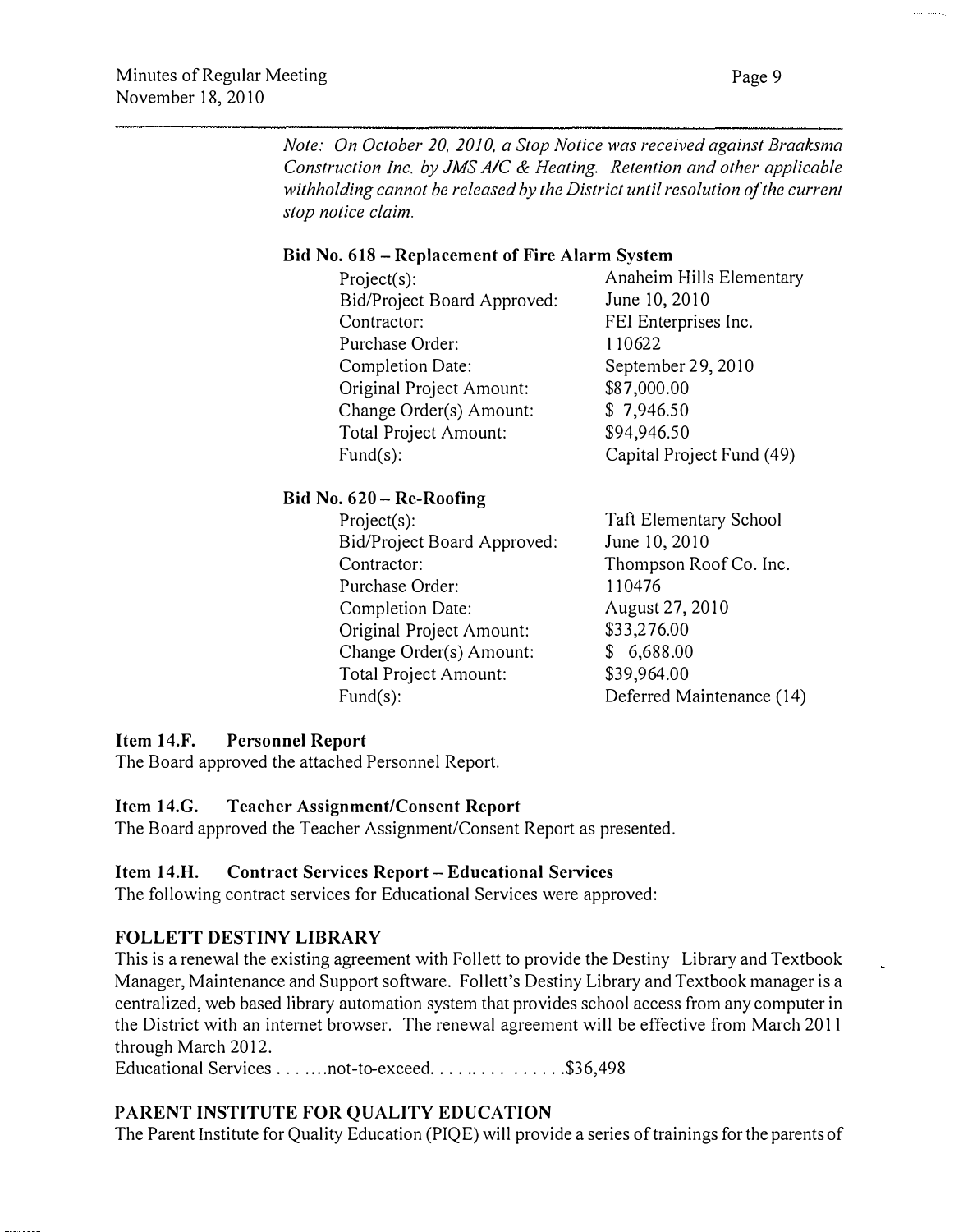*Note: On October 20, 2010, a Stop Notice was received against Braaksma Construction Inc. by JMS A/C & Heating. Retention and other applicable withholding cannot be released by the District until resolution of the current stop notice claim.*

**Bid No. 618 – Replacement of Fire Alarm System**

| | |
|---|---|
| Project(s): | Anaheim Hills Elementary |
| Bid/Project Board Approved: | June 10, 2010 |
| Contractor: | FEI Enterprises Inc. |
| Purchase Order: | 110622 |
| Completion Date: | September 29, 2010 |
| Original Project Amount: | $87,000.00 |
| Change Order(s) Amount: | $ 7,946.50 |
| Total Project Amount: | $94,946.50 |
| Fund(s): | Capital Project Fund (49) |

**Bid No. 620 – Re-Roofing**

| | |
|---|---|
| Project(s): | Taft Elementary School |
| Bid/Project Board Approved: | June 10, 2010 |
| Contractor: | Thompson Roof Co. Inc. |
| Purchase Order: | 110476 |
| Completion Date: | August 27, 2010 |
| Original Project Amount: | $33,276.00 |
| Change Order(s) Amount: | $ 6,688.00 |
| Total Project Amount: | $39,964.00 |
| Fund(s): | Deferred Maintenance (14) |

**Item 14.F. Personnel Report**

The Board approved the attached Personnel Report.

**Item 14.G. Teacher Assignment/Consent Report**

The Board approved the Teacher Assignment/Consent Report as presented.

**Item 14.H. Contract Services Report – Educational Services**

The following contract services for Educational Services were approved:

**FOLLETT DESTINY LIBRARY**

This is a renewal the existing agreement with Follett to provide the Destiny Library and Textbook Manager, Maintenance and Support software. Follett's Destiny Library and Textbook manager is a centralized, web based library automation system that provides school access from any computer in the District with an internet browser. The renewal agreement will be effective from March 2011 through March 2012.

Educational Services . . . . . . .not-to-exceed. . . . . . . . . . . . . . .$36,498

**PARENT INSTITUTE FOR QUALITY EDUCATION**

The Parent Institute for Quality Education (PIQE) will provide a series of trainings for the parents of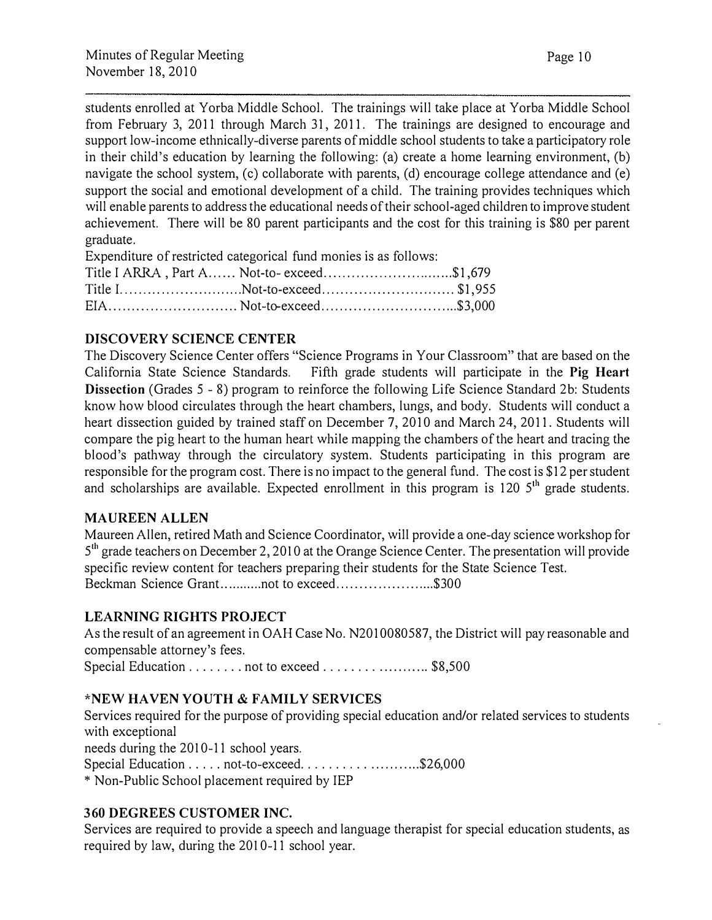students enrolled at Yorba Middle School. The trainings will take place at Yorba Middle School from February 3, 2011 through March 31, 2011. The trainings are designed to encourage and support low-income ethnically-diverse parents of middle school students to take a participatory role in their child's education by learning the following: (a) create a home learning environment, (b) navigate the school system, (c) collaborate with parents, (d) encourage college attendance and (e) support the social and emotional development of a child. The training provides techniques which will enable parents to address the educational needs of their school-aged children to improve student achievement. There will be 80 parent participants and the cost for this training is $80 per parent graduate.

Expenditure of restricted categorical fund monies is as follows:
Title I ARRA , Part A...... Not-to- exceed..............................$1,679
Title I...........................Not-to-exceed.............................. $1,955
EIA............................ Not-to-exceed...............................$3,000

**DISCOVERY SCIENCE CENTER**

The Discovery Science Center offers "Science Programs in Your Classroom" that are based on the California State Science Standards. Fifth grade students will participate in the **Pig Heart Dissection** (Grades 5 - 8) program to reinforce the following Life Science Standard 2b: Students know how blood circulates through the heart chambers, lungs, and body. Students will conduct a heart dissection guided by trained staff on December 7, 2010 and March 24, 2011. Students will compare the pig heart to the human heart while mapping the chambers of the heart and tracing the blood's pathway through the circulatory system. Students participating in this program are responsible for the program cost. There is no impact to the general fund. The cost is $12 per student and scholarships are available. Expected enrollment in this program is 120 5th grade students.

**MAUREEN ALLEN**

Maureen Allen, retired Math and Science Coordinator, will provide a one-day science workshop for 5th grade teachers on December 2, 2010 at the Orange Science Center. The presentation will provide specific review content for teachers preparing their students for the State Science Test.
Beckman Science Grant...........not to exceed.......................$300

**LEARNING RIGHTS PROJECT**

As the result of an agreement in OAH Case No. N2010080587, the District will pay reasonable and compensable attorney's fees.
Special Education . . . . . . . . not to exceed . . . . . . . . . . . . . . . . . . . $8,500

**\*NEW HAVEN YOUTH & FAMILY SERVICES**

Services required for the purpose of providing special education and/or related services to students with exceptional
needs during the 2010-11 school years.
Special Education . . . . . not-to-exceed. . . . . . . . . . . . . . . . . . . . . .$26,000
\* Non-Public School placement required by IEP

**360 DEGREES CUSTOMER INC.**

Services are required to provide a speech and language therapist for special education students, as required by law, during the 2010-11 school year.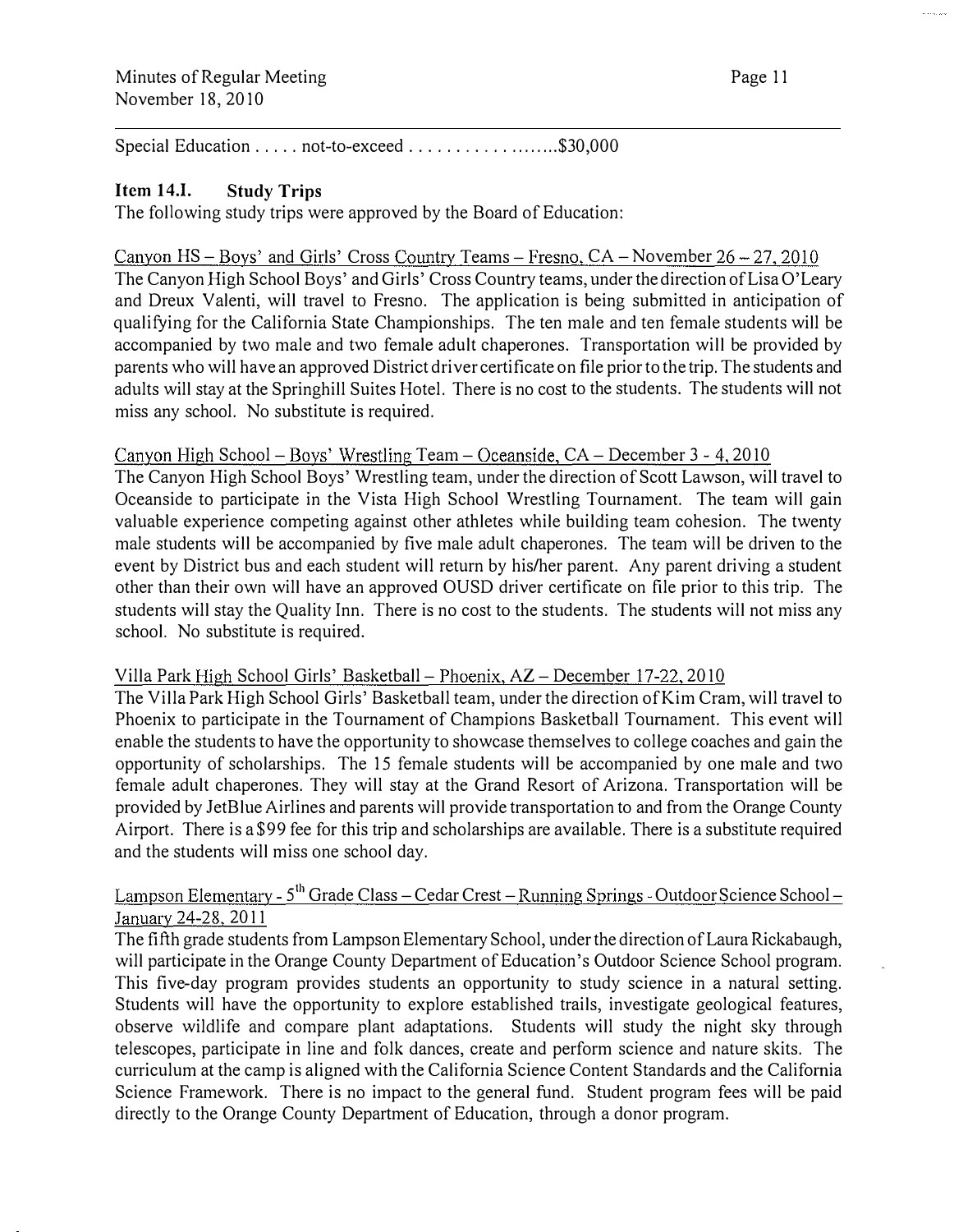Special Education . . . . . not-to-exceed . . . . . . . . . . . . . . . . . . .$30,000

**Item 14.I. Study Trips**

The following study trips were approved by the Board of Education:

Canyon HS – Boys' and Girls' Cross Country Teams – Fresno, CA – November 26 – 27, 2010

The Canyon High School Boys' and Girls' Cross Country teams, under the direction of Lisa O'Leary and Dreux Valenti, will travel to Fresno. The application is being submitted in anticipation of qualifying for the California State Championships. The ten male and ten female students will be accompanied by two male and two female adult chaperones. Transportation will be provided by parents who will have an approved District driver certificate on file prior to the trip. The students and adults will stay at the Springhill Suites Hotel. There is no cost to the students. The students will not miss any school. No substitute is required.

Canyon High School – Boys' Wrestling Team – Oceanside, CA – December 3 - 4, 2010

The Canyon High School Boys' Wrestling team, under the direction of Scott Lawson, will travel to Oceanside to participate in the Vista High School Wrestling Tournament. The team will gain valuable experience competing against other athletes while building team cohesion. The twenty male students will be accompanied by five male adult chaperones. The team will be driven to the event by District bus and each student will return by his/her parent. Any parent driving a student other than their own will have an approved OUSD driver certificate on file prior to this trip. The students will stay the Quality Inn. There is no cost to the students. The students will not miss any school. No substitute is required.

Villa Park High School Girls' Basketball – Phoenix, AZ – December 17-22, 2010

The Villa Park High School Girls' Basketball team, under the direction of Kim Cram, will travel to Phoenix to participate in the Tournament of Champions Basketball Tournament. This event will enable the students to have the opportunity to showcase themselves to college coaches and gain the opportunity of scholarships. The 15 female students will be accompanied by one male and two female adult chaperones. They will stay at the Grand Resort of Arizona. Transportation will be provided by JetBlue Airlines and parents will provide transportation to and from the Orange County Airport. There is a $99 fee for this trip and scholarships are available. There is a substitute required and the students will miss one school day.

Lampson Elementary - 5th Grade Class – Cedar Crest – Running Springs - Outdoor Science School – January 24-28, 2011

The fifth grade students from Lampson Elementary School, under the direction of Laura Rickabaugh, will participate in the Orange County Department of Education's Outdoor Science School program. This five-day program provides students an opportunity to study science in a natural setting. Students will have the opportunity to explore established trails, investigate geological features, observe wildlife and compare plant adaptations. Students will study the night sky through telescopes, participate in line and folk dances, create and perform science and nature skits. The curriculum at the camp is aligned with the California Science Content Standards and the California Science Framework. There is no impact to the general fund. Student program fees will be paid directly to the Orange County Department of Education, through a donor program.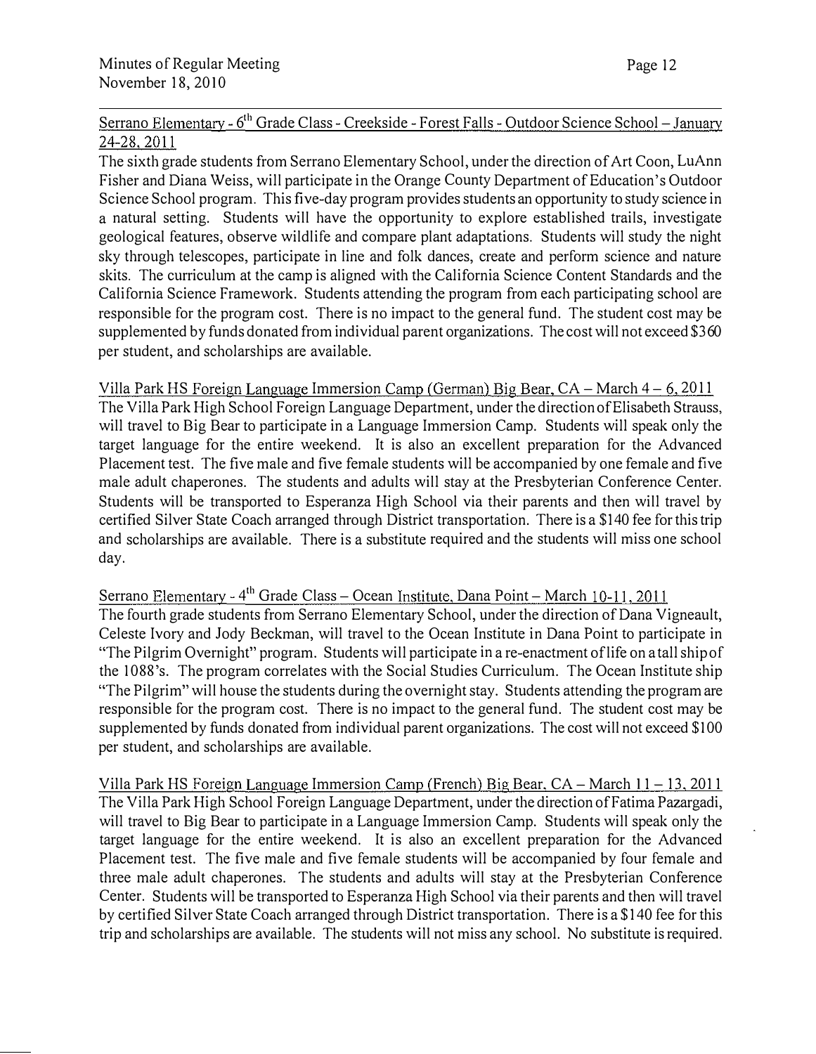Serrano Elementary - 6th Grade Class - Creekside - Forest Falls - Outdoor Science School – January 24-28, 2011

The sixth grade students from Serrano Elementary School, under the direction of Art Coon, LuAnn Fisher and Diana Weiss, will participate in the Orange County Department of Education's Outdoor Science School program. This five-day program provides students an opportunity to study science in a natural setting. Students will have the opportunity to explore established trails, investigate geological features, observe wildlife and compare plant adaptations. Students will study the night sky through telescopes, participate in line and folk dances, create and perform science and nature skits. The curriculum at the camp is aligned with the California Science Content Standards and the California Science Framework. Students attending the program from each participating school are responsible for the program cost. There is no impact to the general fund. The student cost may be supplemented by funds donated from individual parent organizations. The cost will not exceed $360 per student, and scholarships are available.

Villa Park HS Foreign Language Immersion Camp (German) Big Bear, CA – March 4 – 6, 2011

The Villa Park High School Foreign Language Department, under the direction of Elisabeth Strauss, will travel to Big Bear to participate in a Language Immersion Camp. Students will speak only the target language for the entire weekend. It is also an excellent preparation for the Advanced Placement test. The five male and five female students will be accompanied by one female and five male adult chaperones. The students and adults will stay at the Presbyterian Conference Center. Students will be transported to Esperanza High School via their parents and then will travel by certified Silver State Coach arranged through District transportation. There is a $140 fee for this trip and scholarships are available. There is a substitute required and the students will miss one school day.

Serrano Elementary - 4th Grade Class – Ocean Institute, Dana Point – March 10-11, 2011

The fourth grade students from Serrano Elementary School, under the direction of Dana Vigneault, Celeste Ivory and Jody Beckman, will travel to the Ocean Institute in Dana Point to participate in "The Pilgrim Overnight" program. Students will participate in a re-enactment of life on a tall ship of the 1088's. The program correlates with the Social Studies Curriculum. The Ocean Institute ship "The Pilgrim" will house the students during the overnight stay. Students attending the program are responsible for the program cost. There is no impact to the general fund. The student cost may be supplemented by funds donated from individual parent organizations. The cost will not exceed $100 per student, and scholarships are available.

Villa Park HS Foreign Language Immersion Camp (French) Big Bear, CA – March 11 – 13, 2011

The Villa Park High School Foreign Language Department, under the direction of Fatima Pazargadi, will travel to Big Bear to participate in a Language Immersion Camp. Students will speak only the target language for the entire weekend. It is also an excellent preparation for the Advanced Placement test. The five male and five female students will be accompanied by four female and three male adult chaperones. The students and adults will stay at the Presbyterian Conference Center. Students will be transported to Esperanza High School via their parents and then will travel by certified Silver State Coach arranged through District transportation. There is a $140 fee for this trip and scholarships are available. The students will not miss any school. No substitute is required.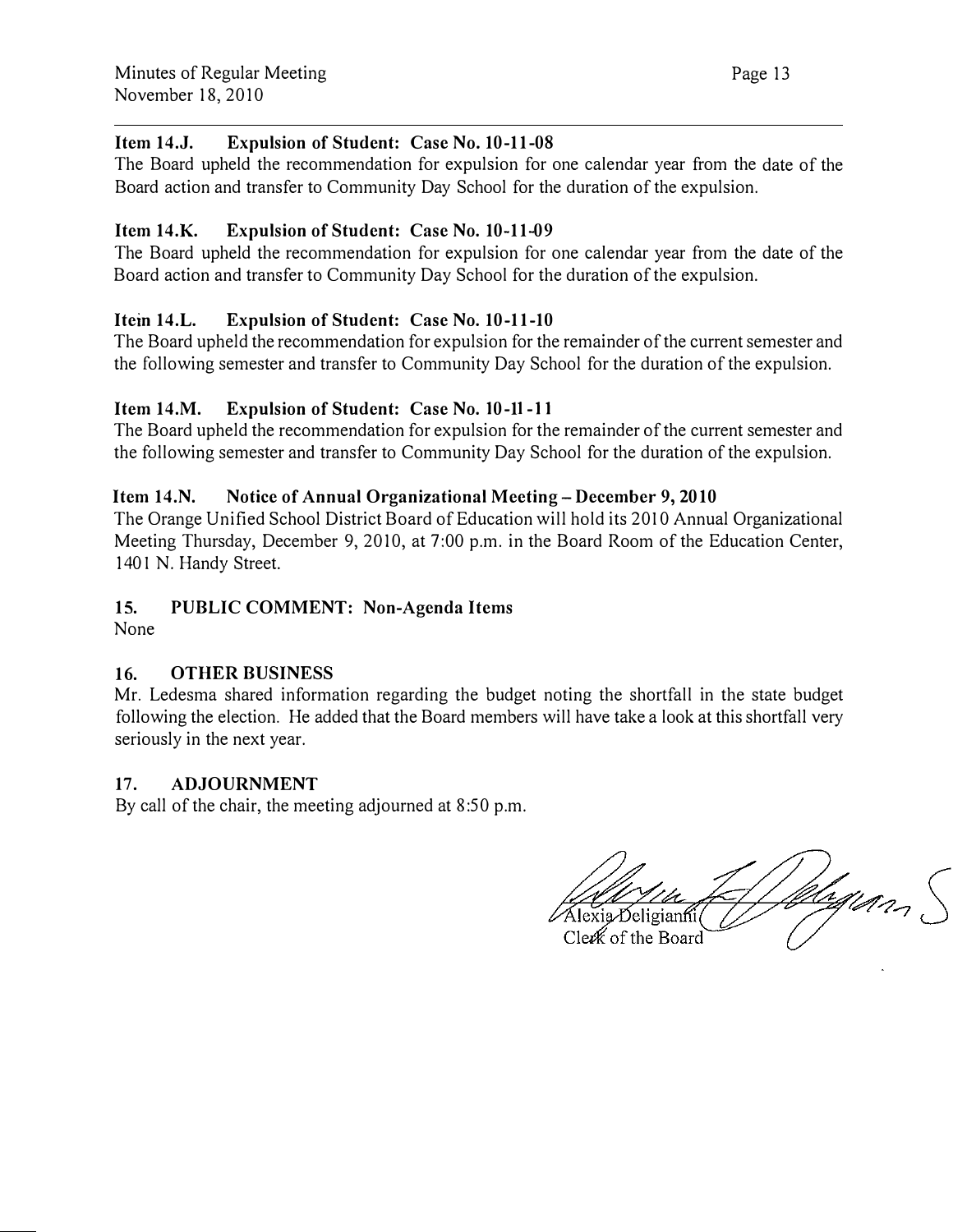### Item 14.J. Expulsion of Student: Case No. 10-11-08

The Board upheld the recommendation for expulsion for one calendar year from the date of the Board action and transfer to Community Day School for the duration of the expulsion.

### Item 14.K. Expulsion of Student: Case No. 10-11-09

The Board upheld the recommendation for expulsion for one calendar year from the date of the Board action and transfer to Community Day School for the duration of the expulsion.

### Item 14.L. Expulsion of Student: Case No. 10-11-10

The Board upheld the recommendation for expulsion for the remainder of the current semester and the following semester and transfer to Community Day School for the duration of the expulsion.

### Item 14.M. Expulsion of Student: Case No. 10-11-11

The Board upheld the recommendation for expulsion for the remainder of the current semester and the following semester and transfer to Community Day School for the duration of the expulsion.

### Item 14.N. Notice of Annual Organizational Meeting – December 9, 2010

The Orange Unified School District Board of Education will hold its 2010 Annual Organizational Meeting Thursday, December 9, 2010, at 7:00 p.m. in the Board Room of the Education Center, 1401 N. Handy Street.

## 15. PUBLIC COMMENT: Non-Agenda Items

None

## 16. OTHER BUSINESS

Mr. Ledesma shared information regarding the budget noting the shortfall in the state budget following the election. He added that the Board members will have take a look at this shortfall very seriously in the next year.

## 17. ADJOURNMENT

By call of the chair, the meeting adjourned at 8:50 p.m.

Alexia Deligianni
Clerk of the Board